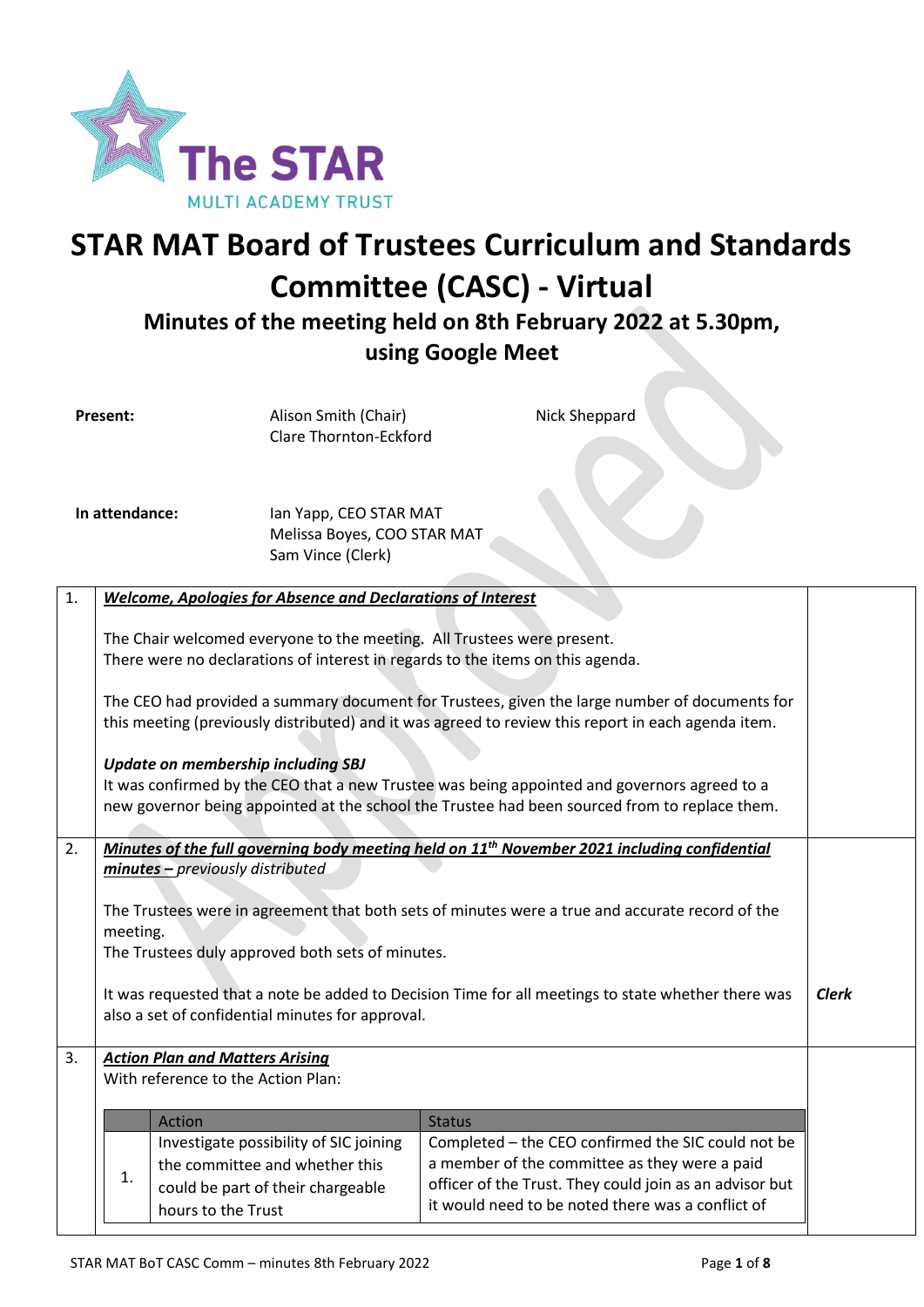The STAR MULTI ACADEMY TRUST

# STAR MAT Board of Trustees Curriculum and Standards Committee (CASC) - Virtual

## Minutes of the meeting held on 8th February 2022 at 5.30pm, using Google Meet

**Present:** Alison Smith (Chair), Clare Thornton-Eckford, Nick Sheppard

**In attendance:** Ian Yapp, CEO STAR MAT; Melissa Boyes, COO STAR MAT; Sam Vince (Clerk)

| | | |
|---|---|---|
| 1. | ***Welcome, Apologies for Absence and Declarations of Interest***<br><br>The Chair welcomed everyone to the meeting. All Trustees were present.<br>There were no declarations of interest in regards to the items on this agenda.<br><br>The CEO had provided a summary document for Trustees, given the large number of documents for this meeting (previously distributed) and it was agreed to review this report in each agenda item.<br><br>***Update on membership including SBJ***<br>It was confirmed by the CEO that a new Trustee was being appointed and governors agreed to a new governor being appointed at the school the Trustee had been sourced from to replace them. | |
| 2. | ***Minutes of the full governing body meeting held on 11th November 2021 including confidential minutes*** – *previously distributed*<br><br>The Trustees were in agreement that both sets of minutes were a true and accurate record of the meeting.<br>The Trustees duly approved both sets of minutes.<br><br>It was requested that a note be added to Decision Time for all meetings to state whether there was also a set of confidential minutes for approval. | ***Clerk*** |
| 3. | ***Action Plan and Matters Arising***<br>With reference to the Action Plan: | |

| | Action | Status |
|---|---|---|
| 1. | Investigate possibility of SIC joining the committee and whether this could be part of their chargeable hours to the Trust | Completed – the CEO confirmed the SIC could not be a member of the committee as they were a paid officer of the Trust. They could join as an advisor but it would need to be noted there was a conflict of |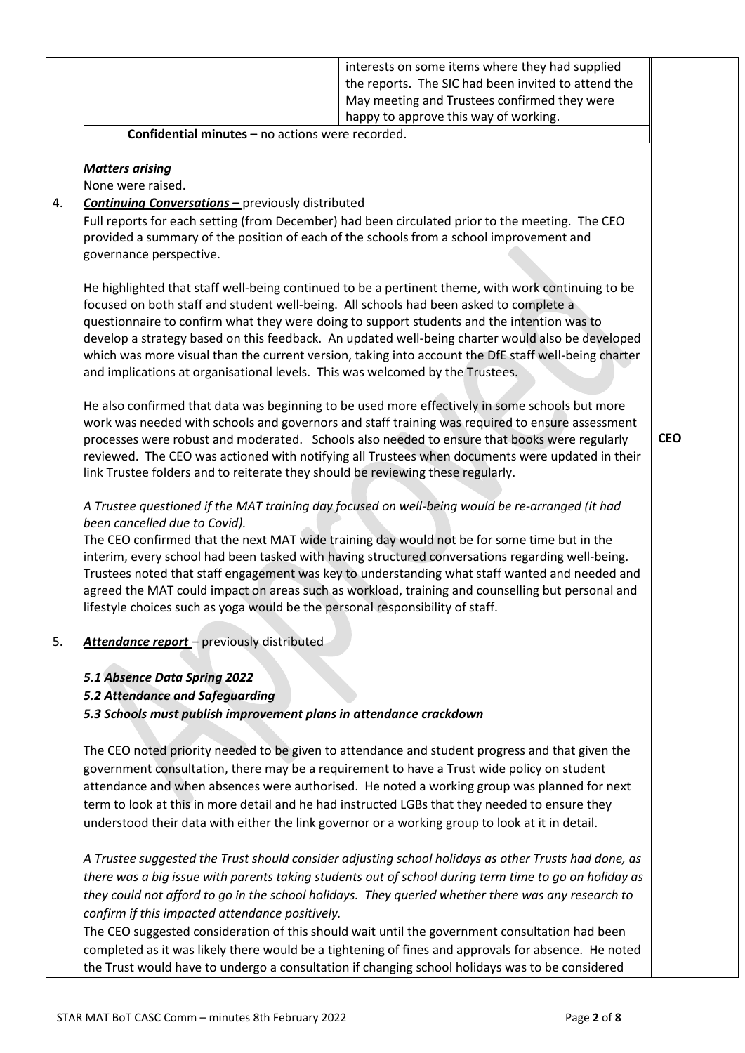| | | |
|---|---|---|
| | interests on some items where they had supplied the reports. The SIC had been invited to attend the May meeting and Trustees confirmed they were happy to approve this way of working. | |
| | **Confidential minutes –** no actions were recorded. | |
| | ***Matters arising*** <br> None were raised. | |
| 4. | ***Continuing Conversations –*** previously distributed <br> Full reports for each setting (from December) had been circulated prior to the meeting. The CEO provided a summary of the position of each of the schools from a school improvement and governance perspective. <br><br> He highlighted that staff well-being continued to be a pertinent theme, with work continuing to be focused on both staff and student well-being. All schools had been asked to complete a questionnaire to confirm what they were doing to support students and the intention was to develop a strategy based on this feedback. An updated well-being charter would also be developed which was more visual than the current version, taking into account the DfE staff well-being charter and implications at organisational levels. This was welcomed by the Trustees. <br><br> He also confirmed that data was beginning to be used more effectively in some schools but more work was needed with schools and governors and staff training was required to ensure assessment processes were robust and moderated. Schools also needed to ensure that books were regularly reviewed. The CEO was actioned with notifying all Trustees when documents were updated in their link Trustee folders and to reiterate they should be reviewing these regularly. <br><br> *A Trustee questioned if the MAT training day focused on well-being would be re-arranged (it had been cancelled due to Covid).* <br> The CEO confirmed that the next MAT wide training day would not be for some time but in the interim, every school had been tasked with having structured conversations regarding well-being. Trustees noted that staff engagement was key to understanding what staff wanted and needed and agreed the MAT could impact on areas such as workload, training and counselling but personal and lifestyle choices such as yoga would be the personal responsibility of staff. | **CEO** |
| 5. | ***Attendance report*** – previously distributed <br><br> ***5.1 Absence Data Spring 2022*** <br> ***5.2 Attendance and Safeguarding*** <br> ***5.3 Schools must publish improvement plans in attendance crackdown*** <br><br> The CEO noted priority needed to be given to attendance and student progress and that given the government consultation, there may be a requirement to have a Trust wide policy on student attendance and when absences were authorised. He noted a working group was planned for next term to look at this in more detail and he had instructed LGBs that they needed to ensure they understood their data with either the link governor or a working group to look at it in detail. <br><br> *A Trustee suggested the Trust should consider adjusting school holidays as other Trusts had done, as there was a big issue with parents taking students out of school during term time to go on holiday as they could not afford to go in the school holidays. They queried whether there was any research to confirm if this impacted attendance positively.* <br> The CEO suggested consideration of this should wait until the government consultation had been completed as it was likely there would be a tightening of fines and approvals for absence. He noted the Trust would have to undergo a consultation if changing school holidays was to be considered | |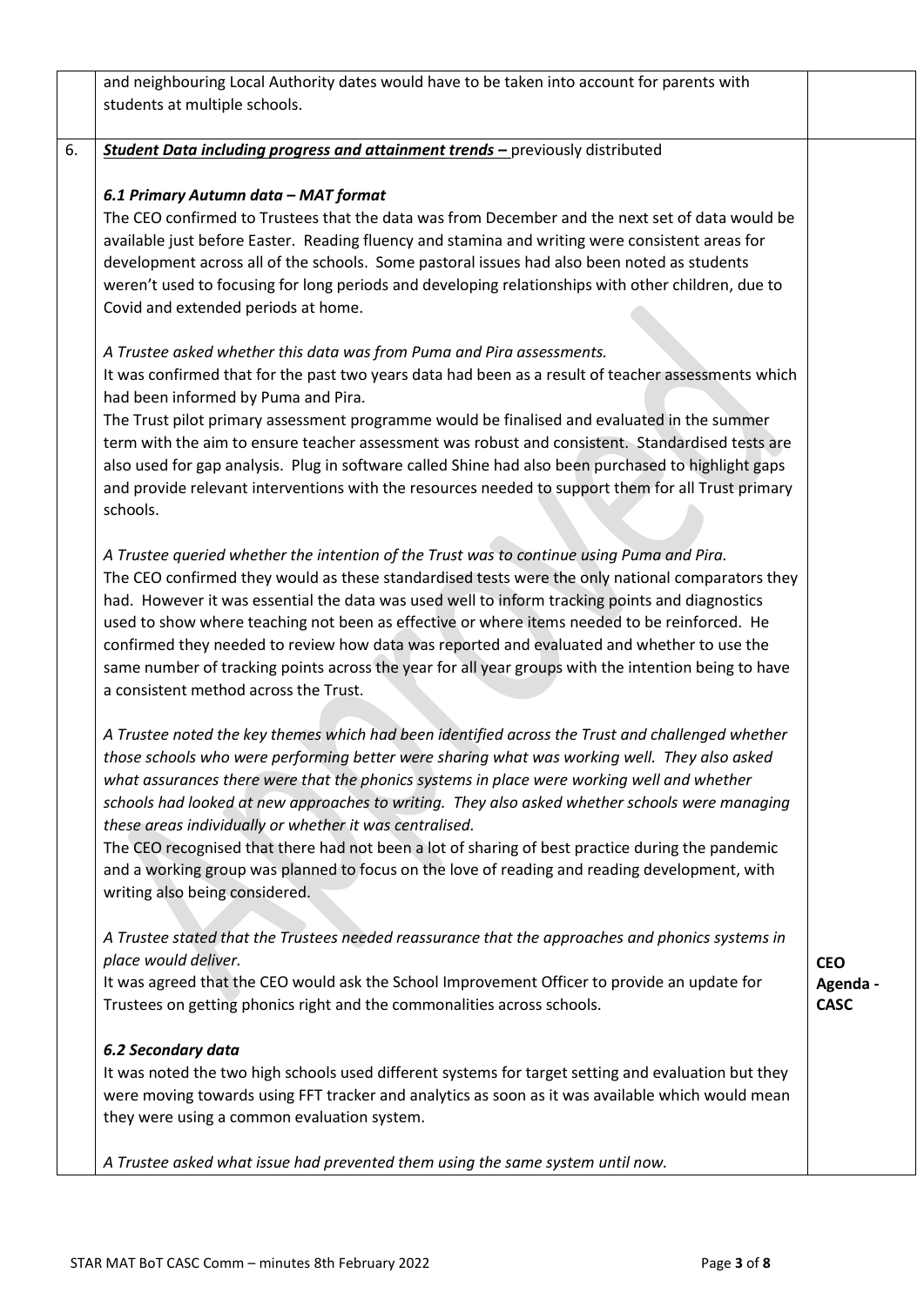|  |  |  |
|---|---|---|
|  | and neighbouring Local Authority dates would have to be taken into account for parents with students at multiple schools. |  |
| 6. | ***Student Data including progress and attainment trends –*** previously distributed<br><br>***6.1 Primary Autumn data – MAT format***<br>The CEO confirmed to Trustees that the data was from December and the next set of data would be available just before Easter. Reading fluency and stamina and writing were consistent areas for development across all of the schools. Some pastoral issues had also been noted as students weren't used to focusing for long periods and developing relationships with other children, due to Covid and extended periods at home.<br><br>*A Trustee asked whether this data was from Puma and Pira assessments.*<br>It was confirmed that for the past two years data had been as a result of teacher assessments which had been informed by Puma and Pira.<br>The Trust pilot primary assessment programme would be finalised and evaluated in the summer term with the aim to ensure teacher assessment was robust and consistent. Standardised tests are also used for gap analysis. Plug in software called Shine had also been purchased to highlight gaps and provide relevant interventions with the resources needed to support them for all Trust primary schools.<br><br>*A Trustee queried whether the intention of the Trust was to continue using Puma and Pira.*<br>The CEO confirmed they would as these standardised tests were the only national comparators they had. However it was essential the data was used well to inform tracking points and diagnostics used to show where teaching not been as effective or where items needed to be reinforced. He confirmed they needed to review how data was reported and evaluated and whether to use the same number of tracking points across the year for all year groups with the intention being to have a consistent method across the Trust.<br><br>*A Trustee noted the key themes which had been identified across the Trust and challenged whether those schools who were performing better were sharing what was working well. They also asked what assurances there were that the phonics systems in place were working well and whether schools had looked at new approaches to writing. They also asked whether schools were managing these areas individually or whether it was centralised.*<br>The CEO recognised that there had not been a lot of sharing of best practice during the pandemic and a working group was planned to focus on the love of reading and reading development, with writing also being considered.<br><br>*A Trustee stated that the Trustees needed reassurance that the approaches and phonics systems in place would deliver.*<br>It was agreed that the CEO would ask the School Improvement Officer to provide an update for Trustees on getting phonics right and the commonalities across schools.<br><br>***6.2 Secondary data***<br>It was noted the two high schools used different systems for target setting and evaluation but they were moving towards using FFT tracker and analytics as soon as it was available which would mean they were using a common evaluation system.<br><br>*A Trustee asked what issue had prevented them using the same system until now.* | **CEO Agenda - CASC** |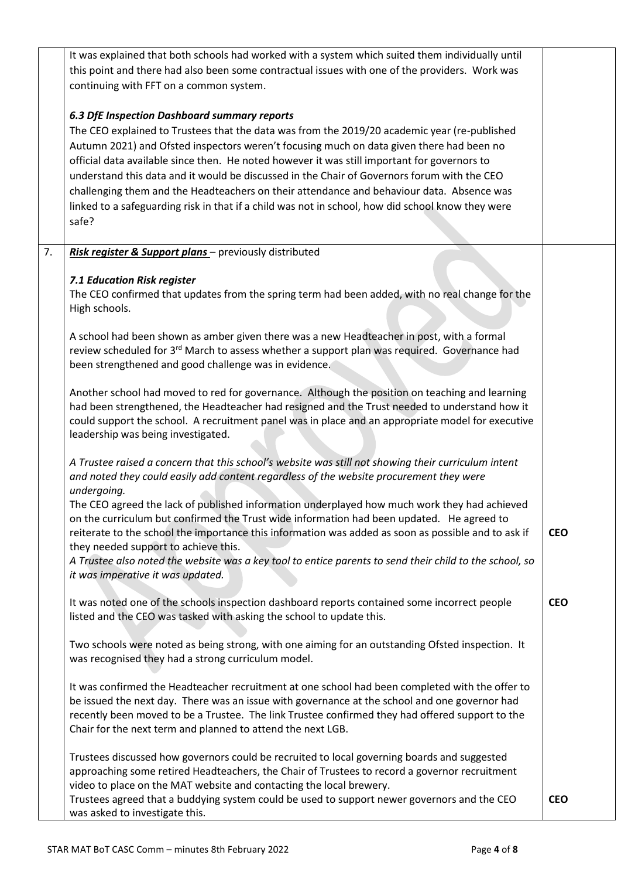| | | |
|---|---|---|
| | It was explained that both schools had worked with a system which suited them individually until this point and there had also been some contractual issues with one of the providers. Work was continuing with FFT on a common system.<br><br>***6.3 DfE Inspection Dashboard summary reports***<br>The CEO explained to Trustees that the data was from the 2019/20 academic year (re-published Autumn 2021) and Ofsted inspectors weren't focusing much on data given there had been no official data available since then. He noted however it was still important for governors to understand this data and it would be discussed in the Chair of Governors forum with the CEO challenging them and the Headteachers on their attendance and behaviour data. Absence was linked to a safeguarding risk in that if a child was not in school, how did school know they were safe? | |
| 7. | ***Risk register & Support plans*** – previously distributed<br><br>***7.1 Education Risk register***<br>The CEO confirmed that updates from the spring term had been added, with no real change for the High schools.<br><br>A school had been shown as amber given there was a new Headteacher in post, with a formal review scheduled for 3rd March to assess whether a support plan was required. Governance had been strengthened and good challenge was in evidence.<br><br>Another school had moved to red for governance. Although the position on teaching and learning had been strengthened, the Headteacher had resigned and the Trust needed to understand how it could support the school. A recruitment panel was in place and an appropriate model for executive leadership was being investigated.<br><br>*A Trustee raised a concern that this school's website was still not showing their curriculum intent and noted they could easily add content regardless of the website procurement they were undergoing.*<br>The CEO agreed the lack of published information underplayed how much work they had achieved on the curriculum but confirmed the Trust wide information had been updated. He agreed to reiterate to the school the importance this information was added as soon as possible and to ask if they needed support to achieve this.<br>*A Trustee also noted the website was a key tool to entice parents to send their child to the school, so it was imperative it was updated.*<br><br>It was noted one of the schools inspection dashboard reports contained some incorrect people listed and the CEO was tasked with asking the school to update this.<br><br>Two schools were noted as being strong, with one aiming for an outstanding Ofsted inspection. It was recognised they had a strong curriculum model.<br><br>It was confirmed the Headteacher recruitment at one school had been completed with the offer to be issued the next day. There was an issue with governance at the school and one governor had recently been moved to be a Trustee. The link Trustee confirmed they had offered support to the Chair for the next term and planned to attend the next LGB.<br><br>Trustees discussed how governors could be recruited to local governing boards and suggested approaching some retired Headteachers, the Chair of Trustees to record a governor recruitment video to place on the MAT website and contacting the local brewery.<br>Trustees agreed that a buddying system could be used to support newer governors and the CEO was asked to investigate this. | **CEO**<br><br>**CEO**<br><br>**CEO** |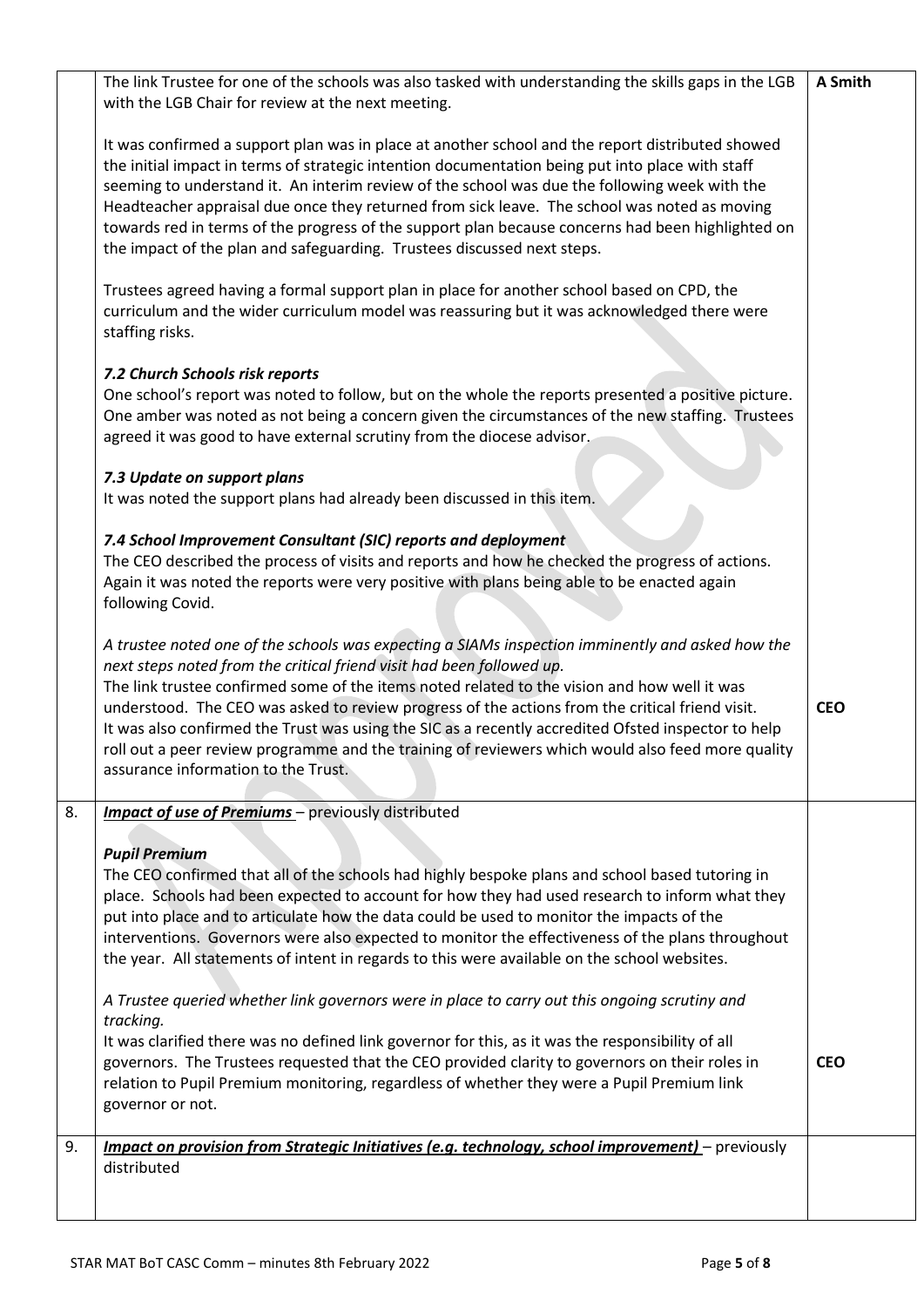| | | |
|---|---|---|
| | The link Trustee for one of the schools was also tasked with understanding the skills gaps in the LGB with the LGB Chair for review at the next meeting.<br><br>It was confirmed a support plan was in place at another school and the report distributed showed the initial impact in terms of strategic intention documentation being put into place with staff seeming to understand it. An interim review of the school was due the following week with the Headteacher appraisal due once they returned from sick leave. The school was noted as moving towards red in terms of the progress of the support plan because concerns had been highlighted on the impact of the plan and safeguarding. Trustees discussed next steps.<br><br>Trustees agreed having a formal support plan in place for another school based on CPD, the curriculum and the wider curriculum model was reassuring but it was acknowledged there were staffing risks.<br><br>***7.2 Church Schools risk reports***<br>One school's report was noted to follow, but on the whole the reports presented a positive picture. One amber was noted as not being a concern given the circumstances of the new staffing. Trustees agreed it was good to have external scrutiny from the diocese advisor.<br><br>***7.3 Update on support plans***<br>It was noted the support plans had already been discussed in this item.<br><br>***7.4 School Improvement Consultant (SIC) reports and deployment***<br>The CEO described the process of visits and reports and how he checked the progress of actions. Again it was noted the reports were very positive with plans being able to be enacted again following Covid.<br><br>*A trustee noted one of the schools was expecting a SIAMs inspection imminently and asked how the next steps noted from the critical friend visit had been followed up.*<br>The link trustee confirmed some of the items noted related to the vision and how well it was understood. The CEO was asked to review progress of the actions from the critical friend visit. It was also confirmed the Trust was using the SIC as a recently accredited Ofsted inspector to help roll out a peer review programme and the training of reviewers which would also feed more quality assurance information to the Trust. | **A Smith**<br><br><br><br><br><br><br><br><br><br><br><br><br><br><br><br><br><br><br><br><br><br><br><br><br><br>**CEO** |
| 8. | ***Impact of use of Premiums*** – previously distributed<br><br>***Pupil Premium***<br>The CEO confirmed that all of the schools had highly bespoke plans and school based tutoring in place. Schools had been expected to account for how they had used research to inform what they put into place and to articulate how the data could be used to monitor the impacts of the interventions. Governors were also expected to monitor the effectiveness of the plans throughout the year. All statements of intent in regards to this were available on the school websites.<br><br>*A Trustee queried whether link governors were in place to carry out this ongoing scrutiny and tracking.*<br>It was clarified there was no defined link governor for this, as it was the responsibility of all governors. The Trustees requested that the CEO provided clarity to governors on their roles in relation to Pupil Premium monitoring, regardless of whether they were a Pupil Premium link governor or not. | <br><br><br><br><br><br><br><br><br><br><br><br>**CEO** |
| 9. | ***Impact on provision from Strategic Initiatives (e.g. technology, school improvement)*** – previously distributed | |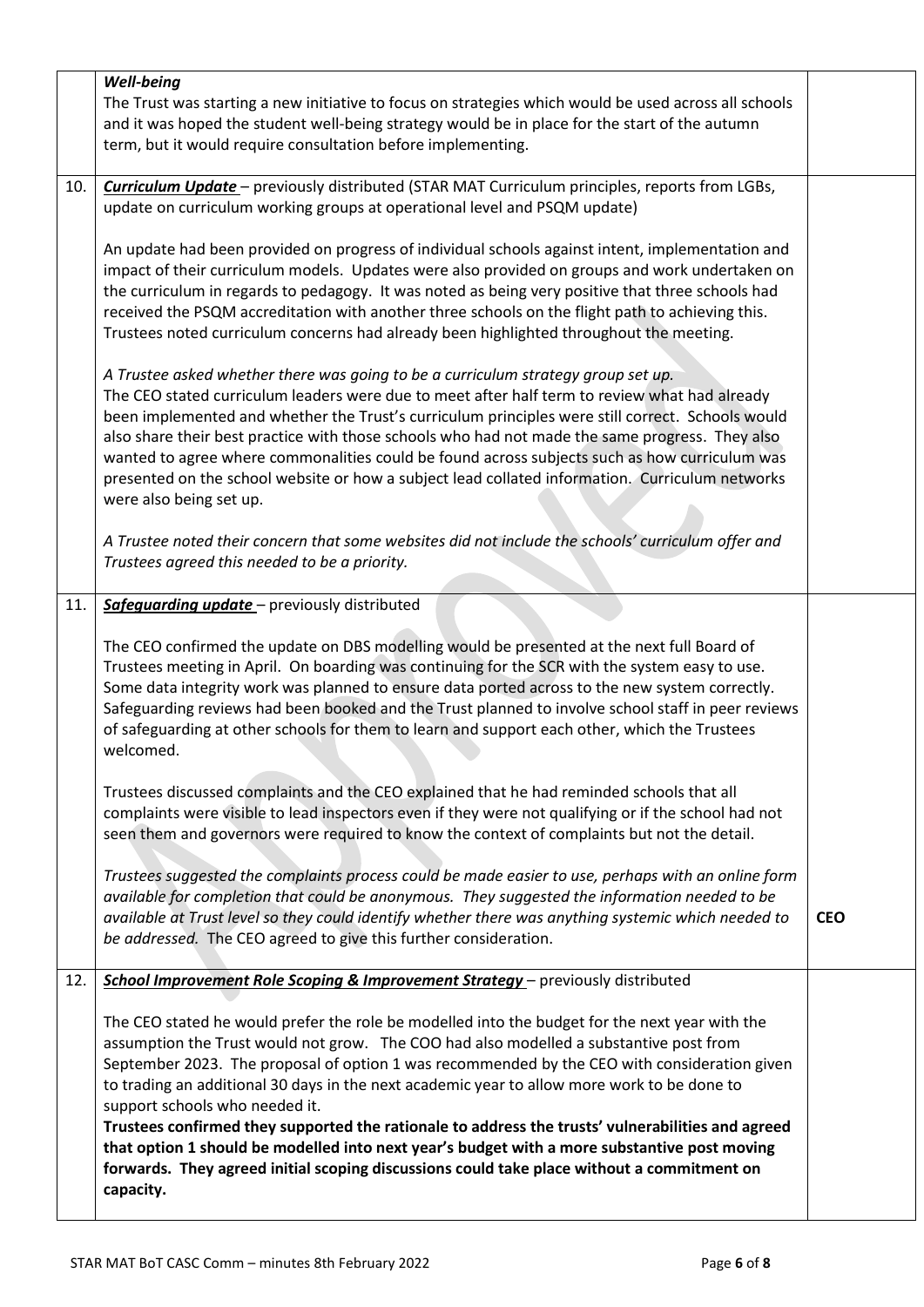| | | |
|---|---|---|
| | ***Well-being***<br>The Trust was starting a new initiative to focus on strategies which would be used across all schools and it was hoped the student well-being strategy would be in place for the start of the autumn term, but it would require consultation before implementing. | |
| 10. | ***Curriculum Update*** – previously distributed (STAR MAT Curriculum principles, reports from LGBs, update on curriculum working groups at operational level and PSQM update)<br><br>An update had been provided on progress of individual schools against intent, implementation and impact of their curriculum models. Updates were also provided on groups and work undertaken on the curriculum in regards to pedagogy. It was noted as being very positive that three schools had received the PSQM accreditation with another three schools on the flight path to achieving this. Trustees noted curriculum concerns had already been highlighted throughout the meeting.<br><br>*A Trustee asked whether there was going to be a curriculum strategy group set up.*<br>The CEO stated curriculum leaders were due to meet after half term to review what had already been implemented and whether the Trust's curriculum principles were still correct. Schools would also share their best practice with those schools who had not made the same progress. They also wanted to agree where commonalities could be found across subjects such as how curriculum was presented on the school website or how a subject lead collated information. Curriculum networks were also being set up.<br><br>*A Trustee noted their concern that some websites did not include the schools' curriculum offer and Trustees agreed this needed to be a priority.* | |
| 11. | ***Safeguarding update*** – previously distributed<br><br>The CEO confirmed the update on DBS modelling would be presented at the next full Board of Trustees meeting in April. On boarding was continuing for the SCR with the system easy to use. Some data integrity work was planned to ensure data ported across to the new system correctly. Safeguarding reviews had been booked and the Trust planned to involve school staff in peer reviews of safeguarding at other schools for them to learn and support each other, which the Trustees welcomed.<br><br>Trustees discussed complaints and the CEO explained that he had reminded schools that all complaints were visible to lead inspectors even if they were not qualifying or if the school had not seen them and governors were required to know the context of complaints but not the detail.<br><br>*Trustees suggested the complaints process could be made easier to use, perhaps with an online form available for completion that could be anonymous. They suggested the information needed to be available at Trust level so they could identify whether there was anything systemic which needed to be addressed.* The CEO agreed to give this further consideration. | **CEO** |
| 12. | ***School Improvement Role Scoping & Improvement Strategy*** – previously distributed<br><br>The CEO stated he would prefer the role be modelled into the budget for the next year with the assumption the Trust would not grow. The COO had also modelled a substantive post from September 2023. The proposal of option 1 was recommended by the CEO with consideration given to trading an additional 30 days in the next academic year to allow more work to be done to support schools who needed it.<br>**Trustees confirmed they supported the rationale to address the trusts' vulnerabilities and agreed that option 1 should be modelled into next year's budget with a more substantive post moving forwards. They agreed initial scoping discussions could take place without a commitment on capacity.** | |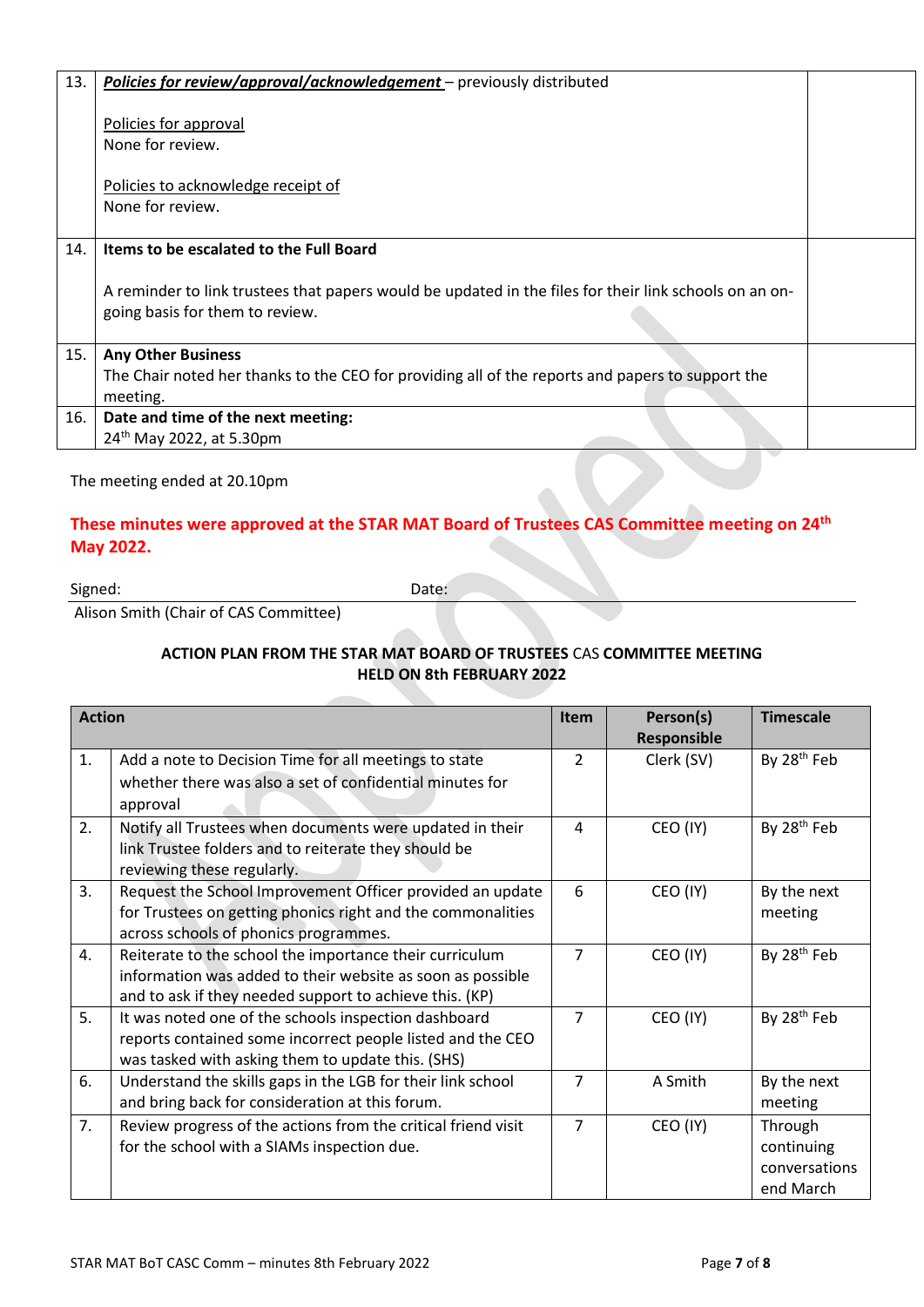| | | |
|---|---|---|
| 13. | ***Policies for review/approval/acknowledgement*** – previously distributed<br><br>Policies for approval<br>None for review.<br><br>Policies to acknowledge receipt of<br>None for review. | |
| 14. | **Items to be escalated to the Full Board**<br><br>A reminder to link trustees that papers would be updated in the files for their link schools on an on-going basis for them to review. | |
| 15. | **Any Other Business**<br>The Chair noted her thanks to the CEO for providing all of the reports and papers to support the meeting. | |
| 16. | **Date and time of the next meeting:**<br>24th May 2022, at 5.30pm | |

The meeting ended at 20.10pm

**These minutes were approved at the STAR MAT Board of Trustees CAS Committee meeting on 24th May 2022.**

Signed: Date:

Alison Smith (Chair of CAS Committee)

**ACTION PLAN FROM THE STAR MAT BOARD OF TRUSTEES** CAS **COMMITTEE MEETING HELD ON 8th FEBRUARY 2022**

| Action | | Item | Person(s) Responsible | Timescale |
|---|---|---|---|---|
| 1. | Add a note to Decision Time for all meetings to state whether there was also a set of confidential minutes for approval | 2 | Clerk (SV) | By 28th Feb |
| 2. | Notify all Trustees when documents were updated in their link Trustee folders and to reiterate they should be reviewing these regularly. | 4 | CEO (IY) | By 28th Feb |
| 3. | Request the School Improvement Officer provided an update for Trustees on getting phonics right and the commonalities across schools of phonics programmes. | 6 | CEO (IY) | By the next meeting |
| 4. | Reiterate to the school the importance their curriculum information was added to their website as soon as possible and to ask if they needed support to achieve this. (KP) | 7 | CEO (IY) | By 28th Feb |
| 5. | It was noted one of the schools inspection dashboard reports contained some incorrect people listed and the CEO was tasked with asking them to update this. (SHS) | 7 | CEO (IY) | By 28th Feb |
| 6. | Understand the skills gaps in the LGB for their link school and bring back for consideration at this forum. | 7 | A Smith | By the next meeting |
| 7. | Review progress of the actions from the critical friend visit for the school with a SIAMs inspection due. | 7 | CEO (IY) | Through continuing conversations end March |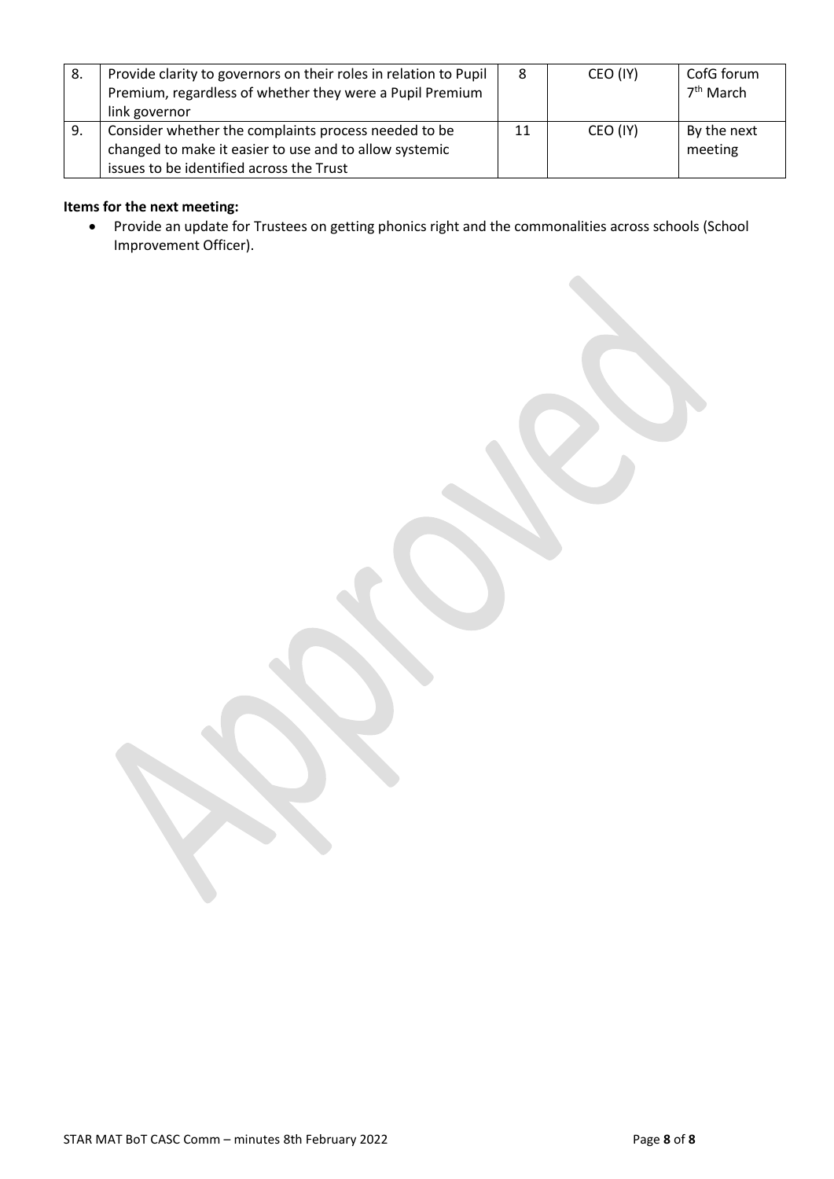| | | | | |
|---|---|---|---|---|
| 8. | Provide clarity to governors on their roles in relation to Pupil Premium, regardless of whether they were a Pupil Premium link governor | 8 | CEO (IY) | CofG forum 7th March |
| 9. | Consider whether the complaints process needed to be changed to make it easier to use and to allow systemic issues to be identified across the Trust | 11 | CEO (IY) | By the next meeting |

**Items for the next meeting:**

- Provide an update for Trustees on getting phonics right and the commonalities across schools (School Improvement Officer).